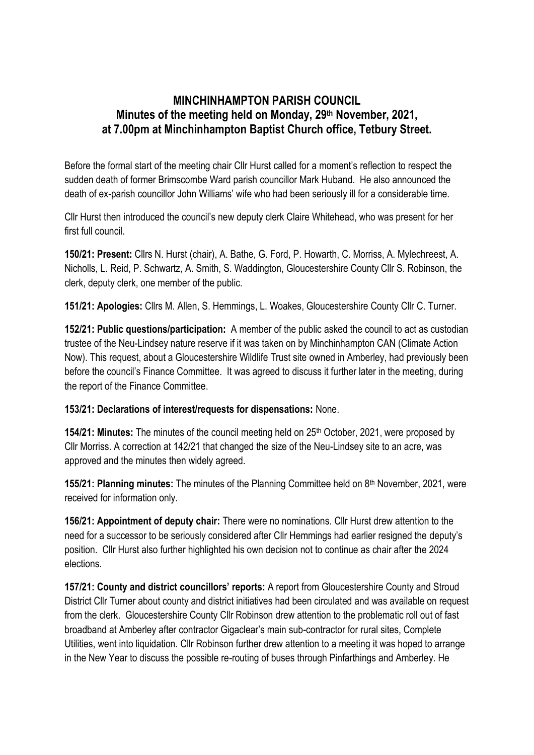# MINCHINHAMPTON PARISH COUNCIL
## Minutes of the meeting held on Monday, 29th November, 2021, at 7.00pm at Minchinhampton Baptist Church office, Tetbury Street.

Before the formal start of the meeting chair Cllr Hurst called for a moment's reflection to respect the sudden death of former Brimscombe Ward parish councillor Mark Huband. He also announced the death of ex-parish councillor John Williams' wife who had been seriously ill for a considerable time.

Cllr Hurst then introduced the council's new deputy clerk Claire Whitehead, who was present for her first full council.

**150/21: Present:** Cllrs N. Hurst (chair), A. Bathe, G. Ford, P. Howarth, C. Morriss, A. Mylechreest, A. Nicholls, L. Reid, P. Schwartz, A. Smith, S. Waddington, Gloucestershire County Cllr S. Robinson, the clerk, deputy clerk, one member of the public.

**151/21: Apologies:** Cllrs M. Allen, S. Hemmings, L. Woakes, Gloucestershire County Cllr C. Turner.

**152/21: Public questions/participation:** A member of the public asked the council to act as custodian trustee of the Neu-Lindsey nature reserve if it was taken on by Minchinhampton CAN (Climate Action Now). This request, about a Gloucestershire Wildlife Trust site owned in Amberley, had previously been before the council's Finance Committee. It was agreed to discuss it further later in the meeting, during the report of the Finance Committee.

**153/21: Declarations of interest/requests for dispensations:** None.

**154/21: Minutes:** The minutes of the council meeting held on 25th October, 2021, were proposed by Cllr Morriss. A correction at 142/21 that changed the size of the Neu-Lindsey site to an acre, was approved and the minutes then widely agreed.

**155/21: Planning minutes:** The minutes of the Planning Committee held on 8th November, 2021, were received for information only.

**156/21: Appointment of deputy chair:** There were no nominations. Cllr Hurst drew attention to the need for a successor to be seriously considered after Cllr Hemmings had earlier resigned the deputy's position. Cllr Hurst also further highlighted his own decision not to continue as chair after the 2024 elections.

**157/21: County and district councillors' reports:** A report from Gloucestershire County and Stroud District Cllr Turner about county and district initiatives had been circulated and was available on request from the clerk. Gloucestershire County Cllr Robinson drew attention to the problematic roll out of fast broadband at Amberley after contractor Gigaclear's main sub-contractor for rural sites, Complete Utilities, went into liquidation. Cllr Robinson further drew attention to a meeting it was hoped to arrange in the New Year to discuss the possible re-routing of buses through Pinfarthings and Amberley. He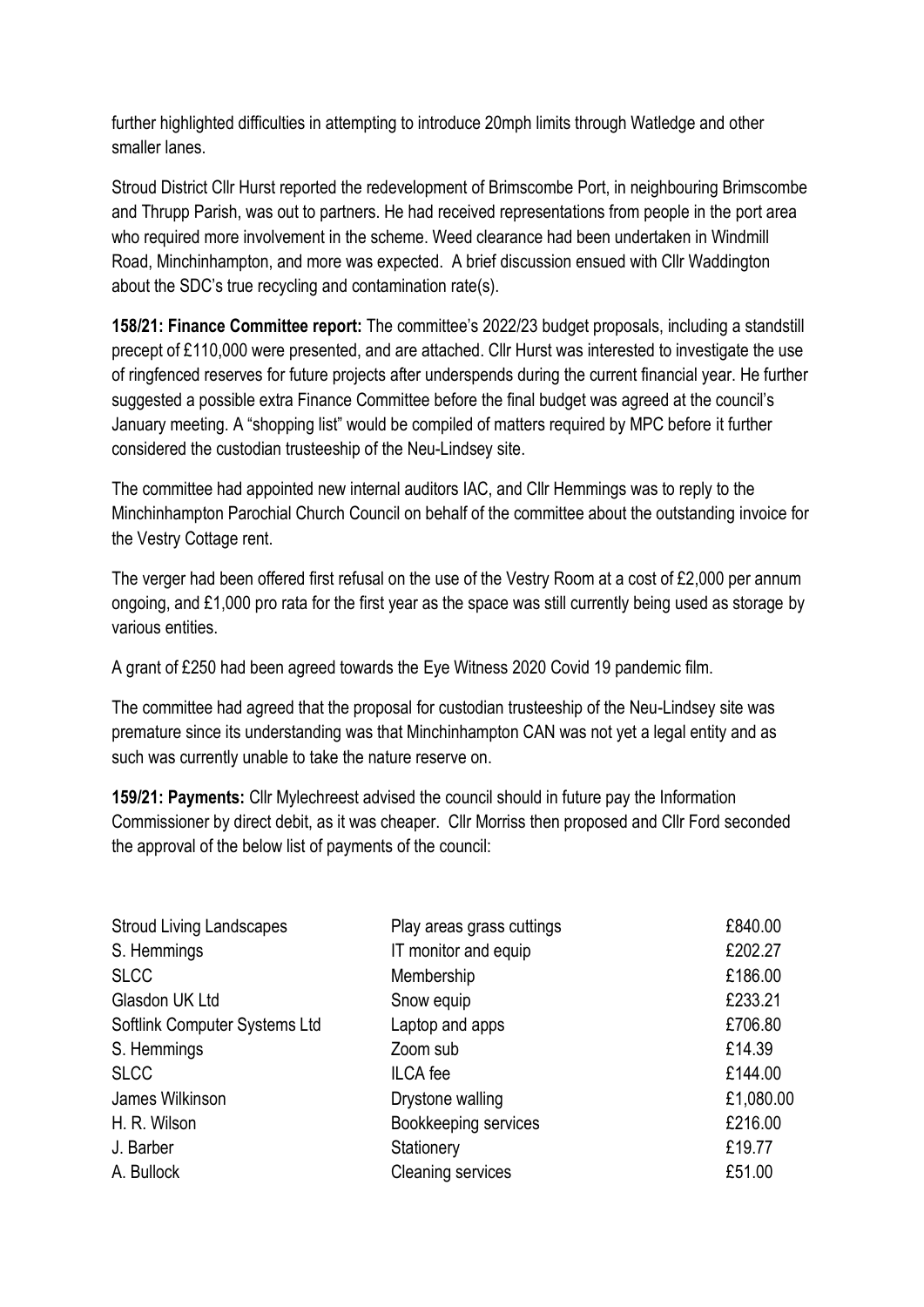further highlighted difficulties in attempting to introduce 20mph limits through Watledge and other smaller lanes.

Stroud District Cllr Hurst reported the redevelopment of Brimscombe Port, in neighbouring Brimscombe and Thrupp Parish, was out to partners. He had received representations from people in the port area who required more involvement in the scheme. Weed clearance had been undertaken in Windmill Road, Minchinhampton, and more was expected. A brief discussion ensued with Cllr Waddington about the SDC's true recycling and contamination rate(s).

**158/21: Finance Committee report:** The committee's 2022/23 budget proposals, including a standstill precept of £110,000 were presented, and are attached. Cllr Hurst was interested to investigate the use of ringfenced reserves for future projects after underspends during the current financial year. He further suggested a possible extra Finance Committee before the final budget was agreed at the council's January meeting. A "shopping list" would be compiled of matters required by MPC before it further considered the custodian trusteeship of the Neu-Lindsey site.

The committee had appointed new internal auditors IAC, and Cllr Hemmings was to reply to the Minchinhampton Parochial Church Council on behalf of the committee about the outstanding invoice for the Vestry Cottage rent.

The verger had been offered first refusal on the use of the Vestry Room at a cost of £2,000 per annum ongoing, and £1,000 pro rata for the first year as the space was still currently being used as storage by various entities.

A grant of £250 had been agreed towards the Eye Witness 2020 Covid 19 pandemic film.

The committee had agreed that the proposal for custodian trusteeship of the Neu-Lindsey site was premature since its understanding was that Minchinhampton CAN was not yet a legal entity and as such was currently unable to take the nature reserve on.

**159/21: Payments:** Cllr Mylechreest advised the council should in future pay the Information Commissioner by direct debit, as it was cheaper. Cllr Morriss then proposed and Cllr Ford seconded the approval of the below list of payments of the council:

| | | |
|---|---|---|
| Stroud Living Landscapes | Play areas grass cuttings | £840.00 |
| S. Hemmings | IT monitor and equip | £202.27 |
| SLCC | Membership | £186.00 |
| Glasdon UK Ltd | Snow equip | £233.21 |
| Softlink Computer Systems Ltd | Laptop and apps | £706.80 |
| S. Hemmings | Zoom sub | £14.39 |
| SLCC | ILCA fee | £144.00 |
| James Wilkinson | Drystone walling | £1,080.00 |
| H. R. Wilson | Bookkeeping services | £216.00 |
| J. Barber | Stationery | £19.77 |
| A. Bullock | Cleaning services | £51.00 |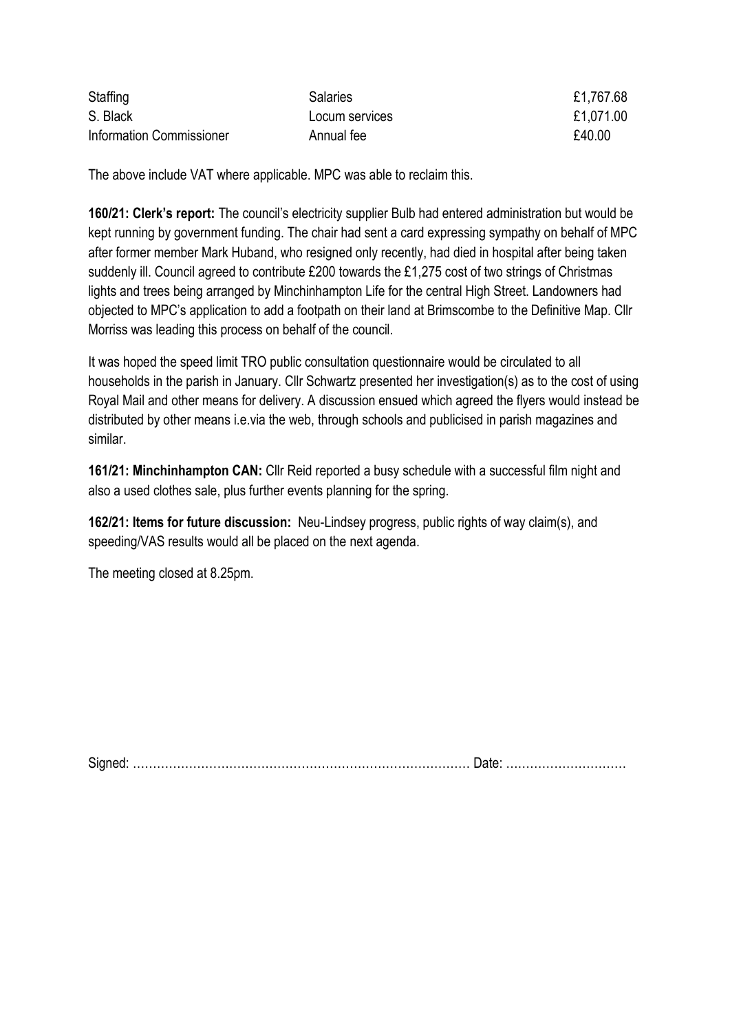| | | |
|---|---|---|
| Staffing | Salaries | £1,767.68 |
| S. Black | Locum services | £1,071.00 |
| Information Commissioner | Annual fee | £40.00 |

The above include VAT where applicable. MPC was able to reclaim this.

**160/21: Clerk's report:** The council's electricity supplier Bulb had entered administration but would be kept running by government funding. The chair had sent a card expressing sympathy on behalf of MPC after former member Mark Huband, who resigned only recently, had died in hospital after being taken suddenly ill. Council agreed to contribute £200 towards the £1,275 cost of two strings of Christmas lights and trees being arranged by Minchinhampton Life for the central High Street. Landowners had objected to MPC's application to add a footpath on their land at Brimscombe to the Definitive Map. Cllr Morriss was leading this process on behalf of the council.

It was hoped the speed limit TRO public consultation questionnaire would be circulated to all households in the parish in January. Cllr Schwartz presented her investigation(s) as to the cost of using Royal Mail and other means for delivery. A discussion ensued which agreed the flyers would instead be distributed by other means i.e.via the web, through schools and publicised in parish magazines and similar.

**161/21: Minchinhampton CAN:** Cllr Reid reported a busy schedule with a successful film night and also a used clothes sale, plus further events planning for the spring.

**162/21: Items for future discussion:** Neu-Lindsey progress, public rights of way claim(s), and speeding/VAS results would all be placed on the next agenda.

The meeting closed at 8.25pm.

Signed: ………………………………………………………………………… Date: …………………………